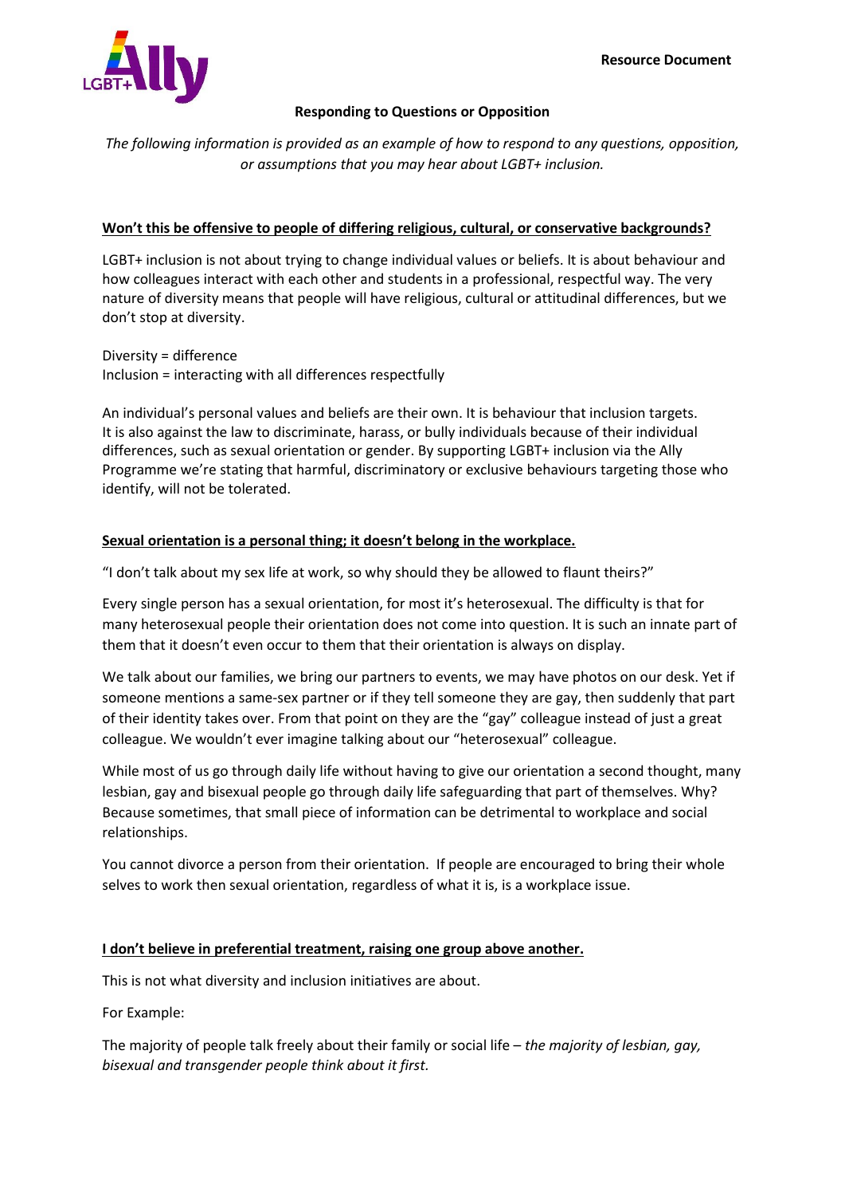**Resource Document**

## Responding to Questions or Opposition

*The following information is provided as an example of how to respond to any questions, opposition, or assumptions that you may hear about LGBT+ inclusion.*

### Won't this be offensive to people of differing religious, cultural, or conservative backgrounds?

LGBT+ inclusion is not about trying to change individual values or beliefs. It is about behaviour and how colleagues interact with each other and students in a professional, respectful way. The very nature of diversity means that people will have religious, cultural or attitudinal differences, but we don't stop at diversity.

Diversity = difference
Inclusion = interacting with all differences respectfully

An individual's personal values and beliefs are their own. It is behaviour that inclusion targets. It is also against the law to discriminate, harass, or bully individuals because of their individual differences, such as sexual orientation or gender. By supporting LGBT+ inclusion via the Ally Programme we're stating that harmful, discriminatory or exclusive behaviours targeting those who identify, will not be tolerated.

### Sexual orientation is a personal thing; it doesn't belong in the workplace.

"I don't talk about my sex life at work, so why should they be allowed to flaunt theirs?"

Every single person has a sexual orientation, for most it's heterosexual. The difficulty is that for many heterosexual people their orientation does not come into question. It is such an innate part of them that it doesn't even occur to them that their orientation is always on display.

We talk about our families, we bring our partners to events, we may have photos on our desk. Yet if someone mentions a same-sex partner or if they tell someone they are gay, then suddenly that part of their identity takes over. From that point on they are the "gay" colleague instead of just a great colleague. We wouldn't ever imagine talking about our "heterosexual" colleague.

While most of us go through daily life without having to give our orientation a second thought, many lesbian, gay and bisexual people go through daily life safeguarding that part of themselves. Why? Because sometimes, that small piece of information can be detrimental to workplace and social relationships.

You cannot divorce a person from their orientation. If people are encouraged to bring their whole selves to work then sexual orientation, regardless of what it is, is a workplace issue.

### I don't believe in preferential treatment, raising one group above another.

This is not what diversity and inclusion initiatives are about.

For Example:

The majority of people talk freely about their family or social life – *the majority of lesbian, gay, bisexual and transgender people think about it first.*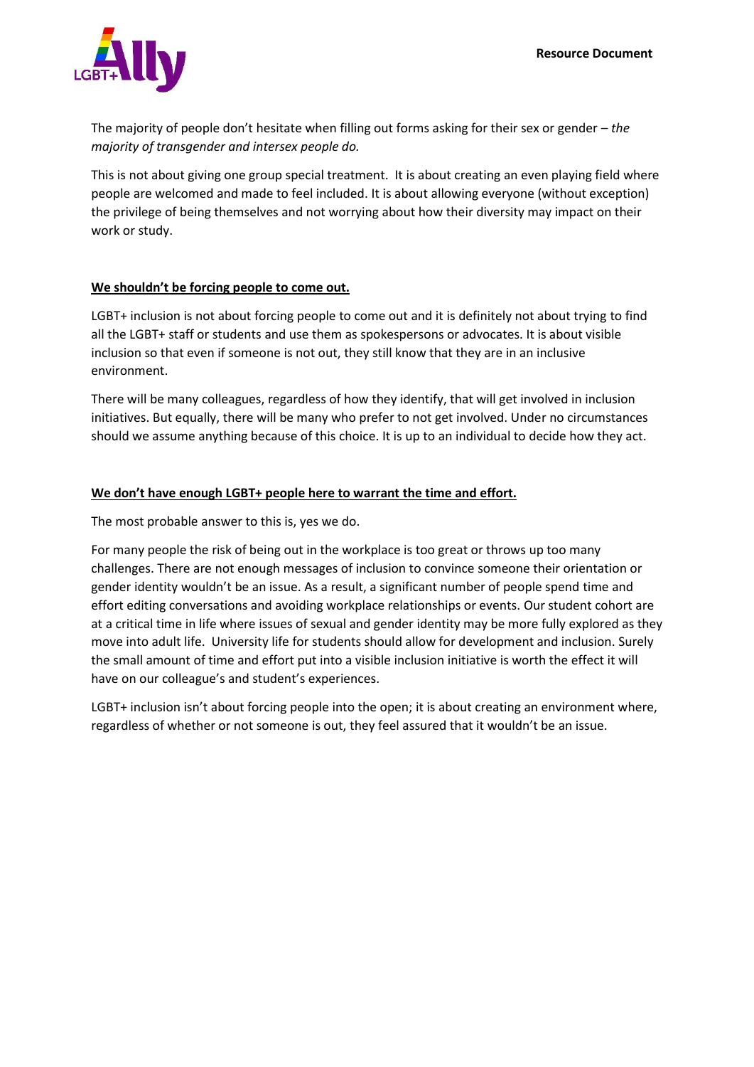The majority of people don't hesitate when filling out forms asking for their sex or gender – *the majority of transgender and intersex people do.*

This is not about giving one group special treatment. It is about creating an even playing field where people are welcomed and made to feel included. It is about allowing everyone (without exception) the privilege of being themselves and not worrying about how their diversity may impact on their work or study.

**We shouldn't be forcing people to come out.**

LGBT+ inclusion is not about forcing people to come out and it is definitely not about trying to find all the LGBT+ staff or students and use them as spokespersons or advocates. It is about visible inclusion so that even if someone is not out, they still know that they are in an inclusive environment.

There will be many colleagues, regardless of how they identify, that will get involved in inclusion initiatives. But equally, there will be many who prefer to not get involved. Under no circumstances should we assume anything because of this choice. It is up to an individual to decide how they act.

**We don't have enough LGBT+ people here to warrant the time and effort.**

The most probable answer to this is, yes we do.

For many people the risk of being out in the workplace is too great or throws up too many challenges. There are not enough messages of inclusion to convince someone their orientation or gender identity wouldn't be an issue. As a result, a significant number of people spend time and effort editing conversations and avoiding workplace relationships or events. Our student cohort are at a critical time in life where issues of sexual and gender identity may be more fully explored as they move into adult life. University life for students should allow for development and inclusion. Surely the small amount of time and effort put into a visible inclusion initiative is worth the effect it will have on our colleague's and student's experiences.

LGBT+ inclusion isn't about forcing people into the open; it is about creating an environment where, regardless of whether or not someone is out, they feel assured that it wouldn't be an issue.